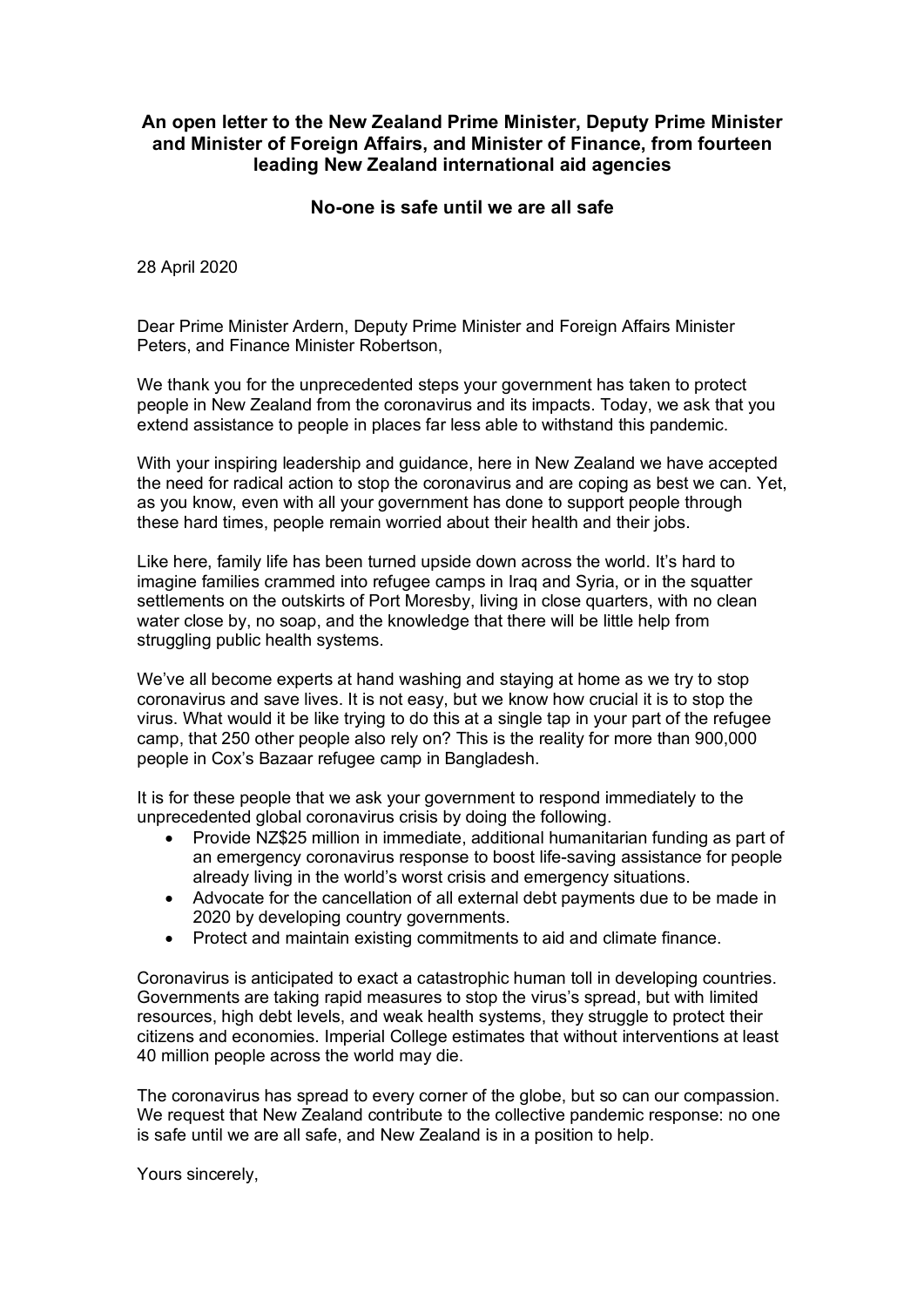**An open letter to the New Zealand Prime Minister, Deputy Prime Minister and Minister of Foreign Affairs, and Minister of Finance, from fourteen leading New Zealand international aid agencies**

**No-one is safe until we are all safe**

28 April 2020

Dear Prime Minister Ardern, Deputy Prime Minister and Foreign Affairs Minister Peters, and Finance Minister Robertson,

We thank you for the unprecedented steps your government has taken to protect people in New Zealand from the coronavirus and its impacts. Today, we ask that you extend assistance to people in places far less able to withstand this pandemic.

With your inspiring leadership and guidance, here in New Zealand we have accepted the need for radical action to stop the coronavirus and are coping as best we can. Yet, as you know, even with all your government has done to support people through these hard times, people remain worried about their health and their jobs.

Like here, family life has been turned upside down across the world. It's hard to imagine families crammed into refugee camps in Iraq and Syria, or in the squatter settlements on the outskirts of Port Moresby, living in close quarters, with no clean water close by, no soap, and the knowledge that there will be little help from struggling public health systems.

We've all become experts at hand washing and staying at home as we try to stop coronavirus and save lives. It is not easy, but we know how crucial it is to stop the virus. What would it be like trying to do this at a single tap in your part of the refugee camp, that 250 other people also rely on? This is the reality for more than 900,000 people in Cox's Bazaar refugee camp in Bangladesh.

It is for these people that we ask your government to respond immediately to the unprecedented global coronavirus crisis by doing the following.

- Provide NZ$25 million in immediate, additional humanitarian funding as part of an emergency coronavirus response to boost life-saving assistance for people already living in the world's worst crisis and emergency situations.
- Advocate for the cancellation of all external debt payments due to be made in 2020 by developing country governments.
- Protect and maintain existing commitments to aid and climate finance.

Coronavirus is anticipated to exact a catastrophic human toll in developing countries. Governments are taking rapid measures to stop the virus's spread, but with limited resources, high debt levels, and weak health systems, they struggle to protect their citizens and economies. Imperial College estimates that without interventions at least 40 million people across the world may die.

The coronavirus has spread to every corner of the globe, but so can our compassion. We request that New Zealand contribute to the collective pandemic response: no one is safe until we are all safe, and New Zealand is in a position to help.

Yours sincerely,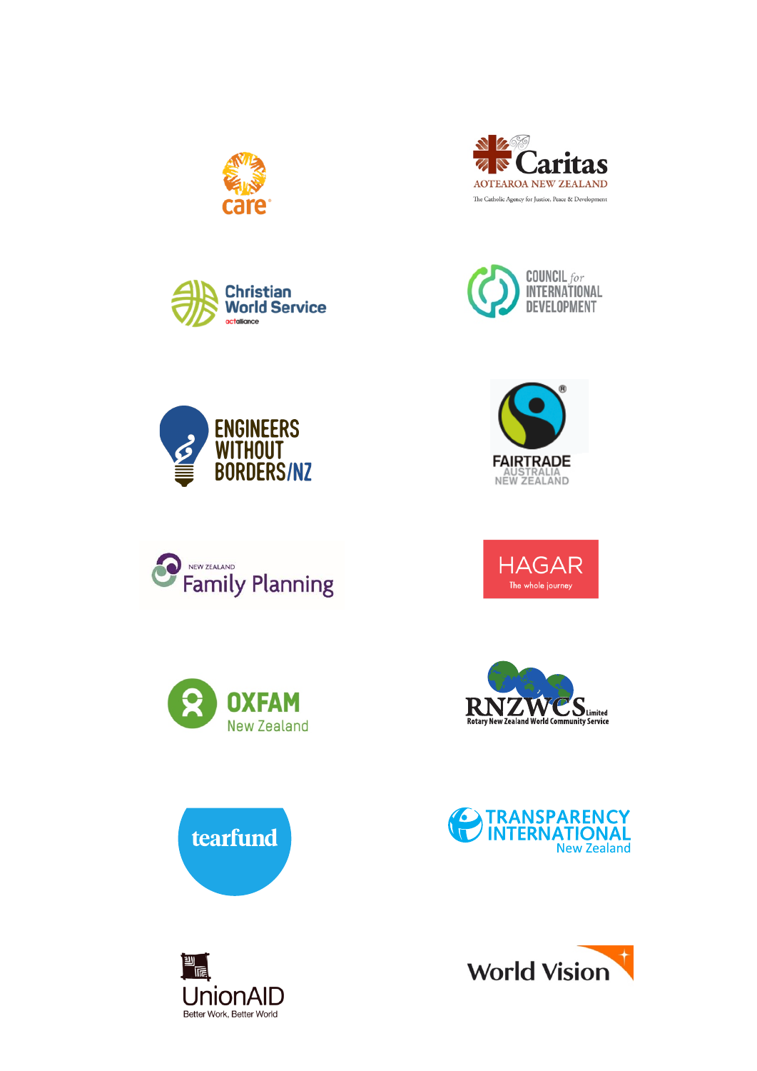care

Caritas
AOTEAROA NEW ZEALAND
The Catholic Agency for Justice, Peace & Development

Christian World Service
actalliance

COUNCIL for INTERNATIONAL DEVELOPMENT

ENGINEERS WITHOUT BORDERS/NZ

FAIRTRADE
AUSTRALIA
NEW ZEALAND

NEW ZEALAND
Family Planning

HAGAR
The whole journey

OXFAM
New Zealand

RNZWCS Limited
Rotary New Zealand World Community Service

tearfund

TRANSPARENCY INTERNATIONAL
New Zealand

UnionAID
Better Work, Better World

World Vision